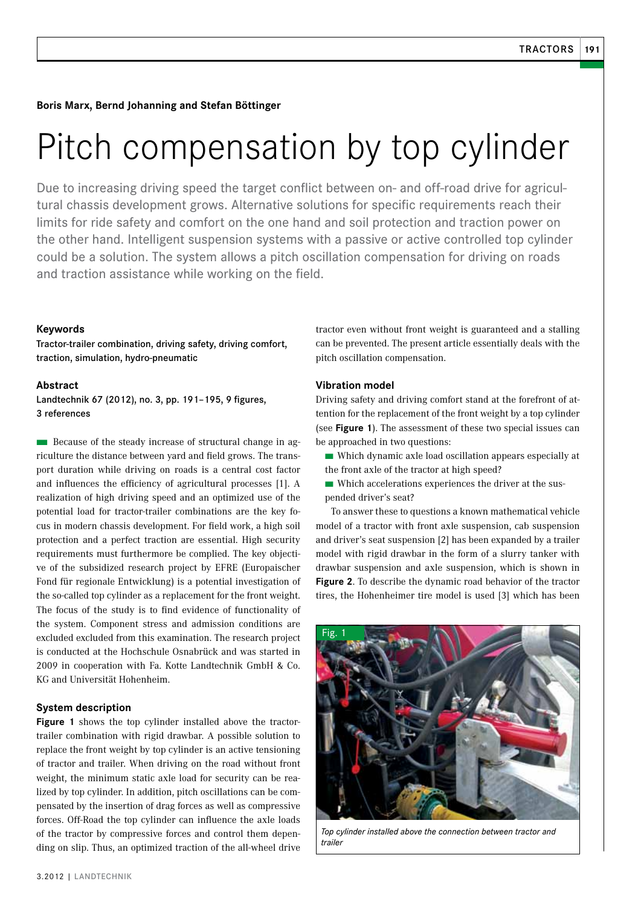**Boris Marx, Bernd Johanning and Stefan Böttinger**

# Pitch compensation by top cylinder

Due to increasing driving speed the target conflict between on- and off-road drive for agricultural chassis development grows. Alternative solutions for specific requirements reach their limits for ride safety and comfort on the one hand and soil protection and traction power on the other hand. Intelligent suspension systems with a passive or active controlled top cylinder could be a solution. The system allows a pitch oscillation compensation for driving on roads and traction assistance while working on the field.

### Keywords

Tractor-trailer combination, driving safety, driving comfort, traction, simulation, hydro-pneumatic

### Abstract

Landtechnik 67 (2012), no. 3, pp. 191–195, 9 figures, 3 references

Because of the steady increase of structural change in agriculture the distance between yard and field grows. The transport duration while driving on roads is a central cost factor and influences the efficiency of agricultural processes [1]. A realization of high driving speed and an optimized use of the potential load for tractor-trailer combinations are the key focus in modern chassis development. For field work, a high soil protection and a perfect traction are essential. High security requirements must furthermore be complied. The key objective of the subsidized research project by EFRE (Europaischer Fond für regionale Entwicklung) is a potential investigation of the so-called top cylinder as a replacement for the front weight. The focus of the study is to find evidence of functionality of the system. Component stress and admission conditions are excluded excluded from this examination. The research project is conducted at the Hochschule Osnabrück and was started in 2009 in cooperation with Fa. Kotte Landtechnik GmbH & Co. KG and Universität Hohenheim.

### System description

**Figure 1** shows the top cylinder installed above the tractor-trailer combination with rigid drawbar. A possible solution to replace the front weight by top cylinder is an active tensioning of tractor and trailer. When driving on the road without front weight, the minimum static axle load for security can be realized by top cylinder. In addition, pitch oscillations can be compensated by the insertion of drag forces as well as compressive forces. Off-Road the top cylinder can influence the axle loads of the tractor by compressive forces and control them depending on slip. Thus, an optimized traction of the all-wheel drive tractor even without front weight is guaranteed and a stalling can be prevented. The present article essentially deals with the pitch oscillation compensation.

### Vibration model

Driving safety and driving comfort stand at the forefront of attention for the replacement of the front weight by a top cylinder (see **Figure 1**). The assessment of these two special issues can be approached in two questions:

- Which dynamic axle load oscillation appears especially at the front axle of the tractor at high speed?
- Which accelerations experiences the driver at the suspended driver's seat?

To answer these to questions a known mathematical vehicle model of a tractor with front axle suspension, cab suspension and driver's seat suspension [2] has been expanded by a trailer model with rigid drawbar in the form of a slurry tanker with drawbar suspension and axle suspension, which is shown in **Figure 2**. To describe the dynamic road behavior of the tractor tires, the Hohenheimer tire model is used [3] which has been

Fig. 1

*Top cylinder installed above the connection between tractor and trailer*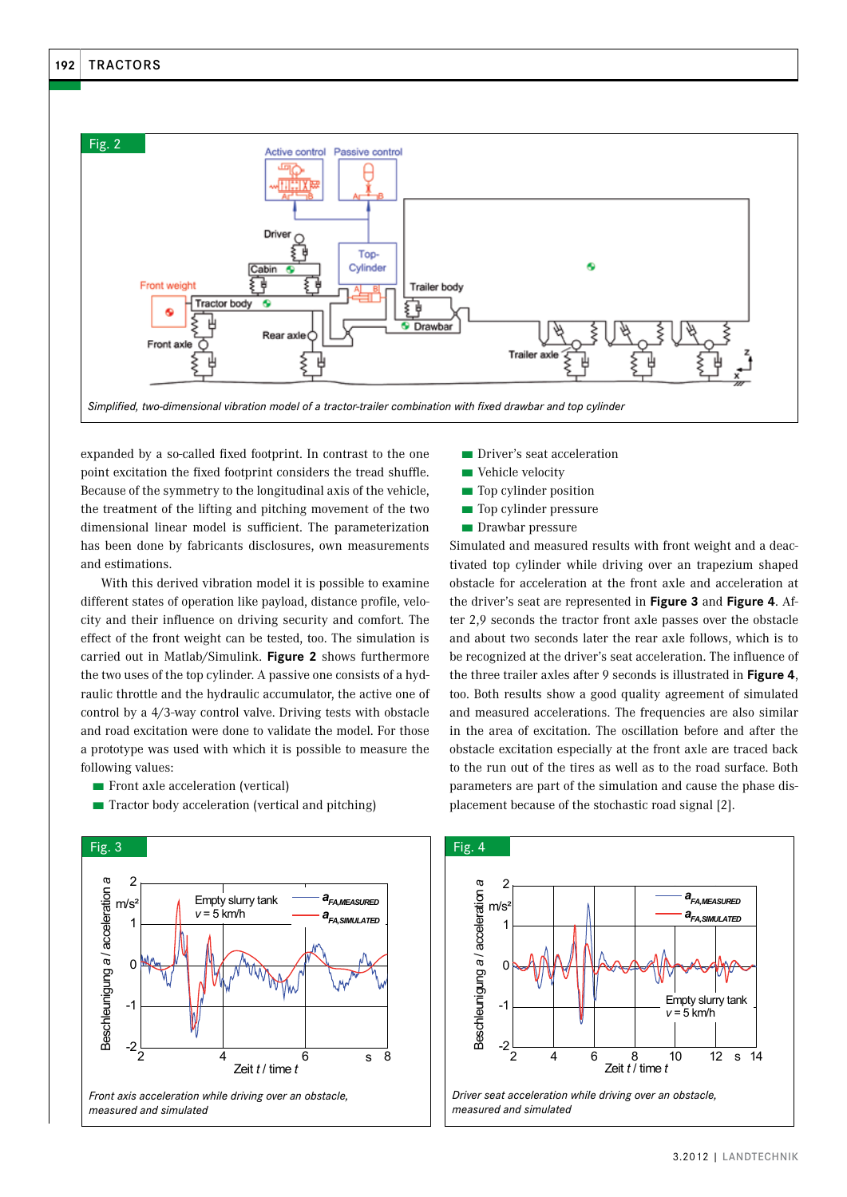Fig. 2

*Simplified, two-dimensional vibration model of a tractor-trailer combination with fixed drawbar and top cylinder*

expanded by a so-called fixed footprint. In contrast to the one point excitation the fixed footprint considers the tread shuffle. Because of the symmetry to the longitudinal axis of the vehicle, the treatment of the lifting and pitching movement of the two dimensional linear model is sufficient. The parameterization has been done by fabricants disclosures, own measurements and estimations.

With this derived vibration model it is possible to examine different states of operation like payload, distance profile, velocity and their influence on driving security and comfort. The effect of the front weight can be tested, too. The simulation is carried out in Matlab/Simulink. **Figure 2** shows furthermore the two uses of the top cylinder. A passive one consists of a hydraulic throttle and the hydraulic accumulator, the active one of control by a 4/3-way control valve. Driving tests with obstacle and road excitation were done to validate the model. For those a prototype was used with which it is possible to measure the following values:

- Front axle acceleration (vertical)
- Tractor body acceleration (vertical and pitching)
- Driver's seat acceleration
- Vehicle velocity
- Top cylinder position
- Top cylinder pressure
- Drawbar pressure

Simulated and measured results with front weight and a deactivated top cylinder while driving over an trapezium shaped obstacle for acceleration at the front axle and acceleration at the driver's seat are represented in **Figure 3** and **Figure 4**. After 2,9 seconds the tractor front axle passes over the obstacle and about two seconds later the rear axle follows, which is to be recognized at the driver's seat acceleration. The influence of the three trailer axles after 9 seconds is illustrated in **Figure 4**, too. Both results show a good quality agreement of simulated and measured accelerations. The frequencies are also similar in the area of excitation. The oscillation before and after the obstacle excitation especially at the front axle are traced back to the run out of the tires as well as to the road surface. Both parameters are part of the simulation and cause the phase displacement because of the stochastic road signal [2].

Fig. 3

*Front axis acceleration while driving over an obstacle, measured and simulated*

Fig. 4

*Driver seat acceleration while driving over an obstacle, measured and simulated*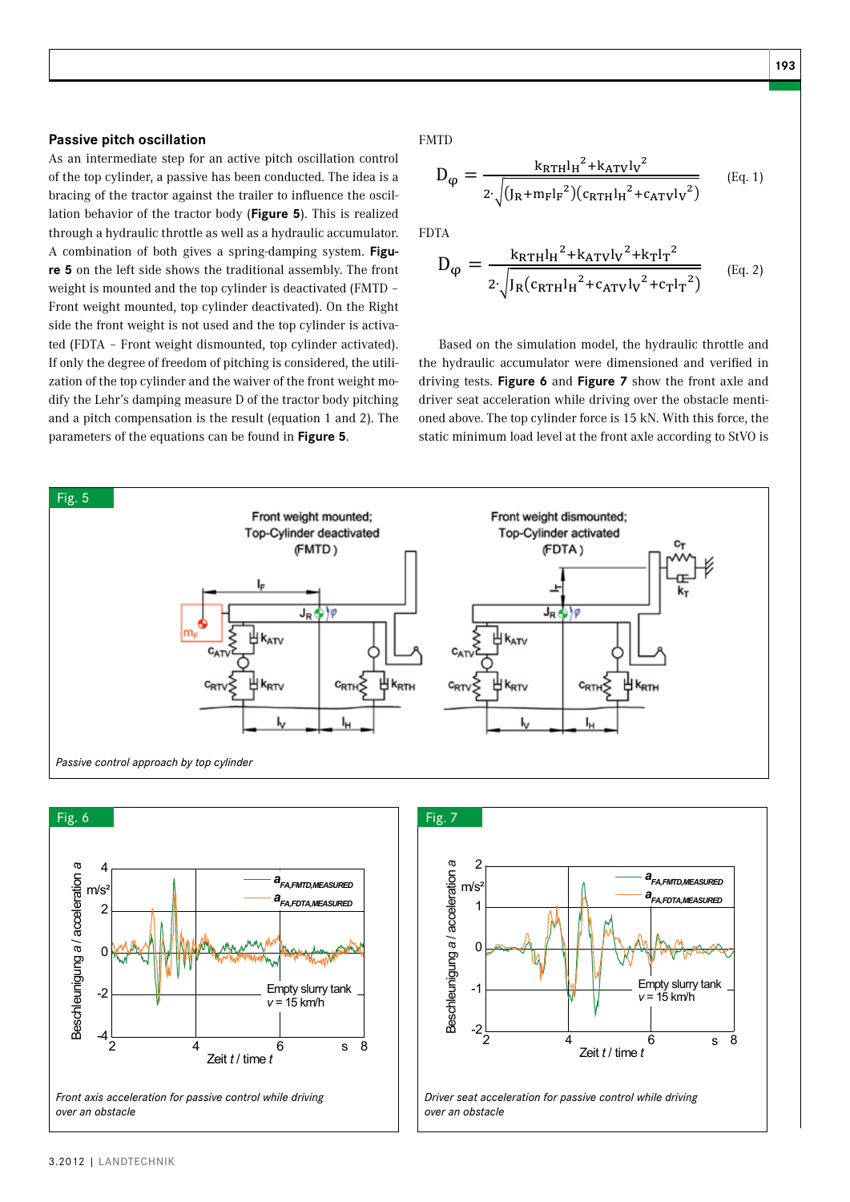## Passive pitch oscillation

As an intermediate step for an active pitch oscillation control of the top cylinder, a passive has been conducted. The idea is a bracing of the tractor against the trailer to influence the oscillation behavior of the tractor body (**Figure 5**). This is realized through a hydraulic throttle as well as a hydraulic accumulator. A combination of both gives a spring-damping system. **Figure 5** on the left side shows the traditional assembly. The front weight is mounted and the top cylinder is deactivated (FMTD – Front weight mounted, top cylinder deactivated). On the Right side the front weight is not used and the top cylinder is activated (FDTA – Front weight dismounted, top cylinder activated). If only the degree of freedom of pitching is considered, the utilization of the top cylinder and the waiver of the front weight modify the Lehr's damping measure D of the tractor body pitching and a pitch compensation is the result (equation 1 and 2). The parameters of the equations can be found in **Figure 5**.

FMTD

$$D_\varphi = \frac{k_{RTH} l_H^2 + k_{ATV} l_V^2}{2 \cdot \sqrt{\left(J_R + m_F l_F^2\right)\left(c_{RTH} l_H^2 + c_{ATV} l_V^2\right)}} \qquad \text{(Eq. 1)}$$

FDTA

$$D_\varphi = \frac{k_{RTH} l_H^2 + k_{ATV} l_V^2 + k_T l_T^2}{2 \cdot \sqrt{J_R \left(c_{RTH} l_H^2 + c_{ATV} l_V^2 + c_T l_T^2\right)}} \qquad \text{(Eq. 2)}$$

Based on the simulation model, the hydraulic throttle and the hydraulic accumulator were dimensioned and verified in driving tests. **Figure 6** and **Figure 7** show the front axle and driver seat acceleration while driving over the obstacle mentioned above. The top cylinder force is 15 kN. With this force, the static minimum load level at the front axle according to StVO is

Fig. 5

*Passive control approach by top cylinder*

Fig. 6

*Front axis acceleration for passive control while driving over an obstacle*

Fig. 7

*Driver seat acceleration for passive control while driving over an obstacle*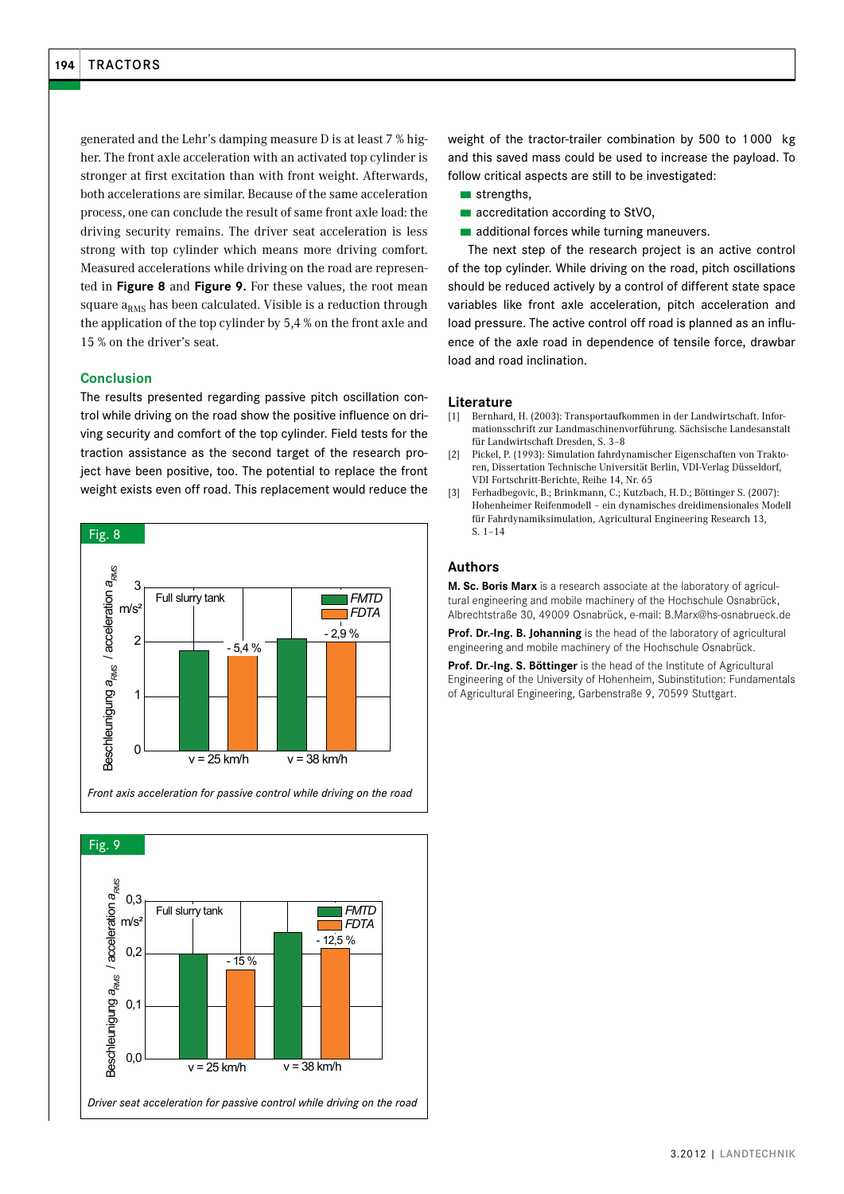generated and the Lehr's damping measure D is at least 7 % higher. The front axle acceleration with an activated top cylinder is stronger at first excitation than with front weight. Afterwards, both accelerations are similar. Because of the same acceleration process, one can conclude the result of same front axle load: the driving security remains. The driver seat acceleration is less strong with top cylinder which means more driving comfort. Measured accelerations while driving on the road are represented in **Figure 8** and **Figure 9.** For these values, the root mean square $a_{RMS}$ has been calculated. Visible is a reduction through the application of the top cylinder by 5,4 % on the front axle and 15 % on the driver's seat.

## Conclusion

The results presented regarding passive pitch oscillation control while driving on the road show the positive influence on driving security and comfort of the top cylinder. Field tests for the traction assistance as the second target of the research project have been positive, too. The potential to replace the front weight exists even off road. This replacement would reduce the weight of the tractor-trailer combination by 500 to 1000 kg and this saved mass could be used to increase the payload. To follow critical aspects are still to be investigated:

- strengths,
- accreditation according to StVO,
- additional forces while turning maneuvers.

The next step of the research project is an active control of the top cylinder. While driving on the road, pitch oscillations should be reduced actively by a control of different state space variables like front axle acceleration, pitch acceleration and load pressure. The active control off road is planned as an influence of the axle road in dependence of tensile force, drawbar load and road inclination.

Fig. 8

Beschleunigung $a_{RMS}$ / acceleration $a_{RMS}$

m/s²

3
2
1
0

Full slurry tank

FMTD
FDTA

- 5,4 %
- 2,9 %

v = 25 km/h
v = 38 km/h

*Front axis acceleration for passive control while driving on the road*

Fig. 9

Beschleunigung $a_{RMS}$ / acceleration $a_{RMS}$

m/s²

0,3
0,2
0,1
0,0

Full slurry tank

FMTD
FDTA

- 15 %
- 12,5 %

v = 25 km/h
v = 38 km/h

*Driver seat acceleration for passive control while driving on the road*

## Literature

[1] Bernhard, H. (2003): Transportaufkommen in der Landwirtschaft. Informationsschrift zur Landmaschinenvorführung. Sächsische Landesanstalt für Landwirtschaft Dresden, S. 3–8

[2] Pickel, P. (1993): Simulation fahrdynamischer Eigenschaften von Traktoren, Dissertation Technische Universität Berlin, VDI-Verlag Düsseldorf, VDI Fortschritt-Berichte, Reihe 14, Nr. 65

[3] Ferhadbegovic, B.; Brinkmann, C.; Kutzbach, H. D.; Böttinger S. (2007): Hohenheimer Reifenmodell – ein dynamisches dreidimensionales Modell für Fahrdynamiksimulation, Agricultural Engineering Research 13, S. 1–14

## Authors

**M. Sc. Boris Marx** is a research associate at the laboratory of agricultural engineering and mobile machinery of the Hochschule Osnabrück, Albrechtstraße 30, 49009 Osnabrück, e-mail: B.Marx@hs-osnabrueck.de

**Prof. Dr.-Ing. B. Johanning** is the head of the laboratory of agricultural engineering and mobile machinery of the Hochschule Osnabrück.

**Prof. Dr.-Ing. S. Böttinger** is the head of the Institute of Agricultural Engineering of the University of Hohenheim, Subinstitution: Fundamentals of Agricultural Engineering, Garbenstraße 9, 70599 Stuttgart.